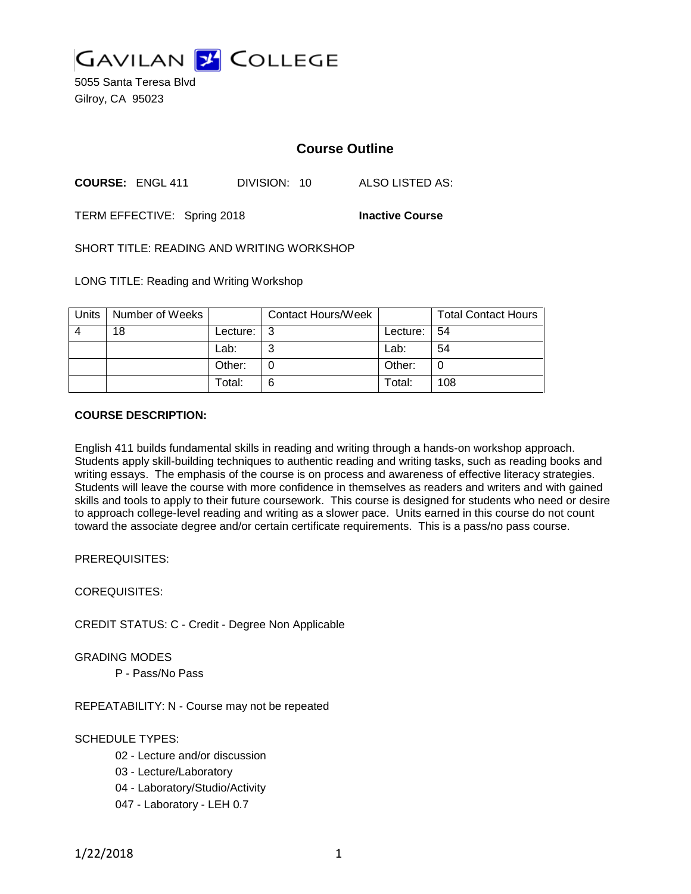# GAVILAN COLLEGE

5055 Santa Teresa Blvd
Gilroy, CA 95023

## Course Outline

**COURSE:** ENGL 411 DIVISION: 10 ALSO LISTED AS:

TERM EFFECTIVE: Spring 2018 **Inactive Course**

SHORT TITLE: READING AND WRITING WORKSHOP

LONG TITLE: Reading and Writing Workshop

| Units | Number of Weeks | | Contact Hours/Week | | Total Contact Hours |
|---|---|---|---|---|---|
| 4 | 18 | Lecture: | 3 | Lecture: | 54 |
| | | Lab: | 3 | Lab: | 54 |
| | | Other: | 0 | Other: | 0 |
| | | Total: | 6 | Total: | 108 |

**COURSE DESCRIPTION:**

English 411 builds fundamental skills in reading and writing through a hands-on workshop approach. Students apply skill-building techniques to authentic reading and writing tasks, such as reading books and writing essays. The emphasis of the course is on process and awareness of effective literacy strategies. Students will leave the course with more confidence in themselves as readers and writers and with gained skills and tools to apply to their future coursework. This course is designed for students who need or desire to approach college-level reading and writing as a slower pace. Units earned in this course do not count toward the associate degree and/or certain certificate requirements. This is a pass/no pass course.

PREREQUISITES:

COREQUISITES:

CREDIT STATUS: C - Credit - Degree Non Applicable

GRADING MODES

P - Pass/No Pass

REPEATABILITY: N - Course may not be repeated

SCHEDULE TYPES:

02 - Lecture and/or discussion

03 - Lecture/Laboratory

04 - Laboratory/Studio/Activity

047 - Laboratory - LEH 0.7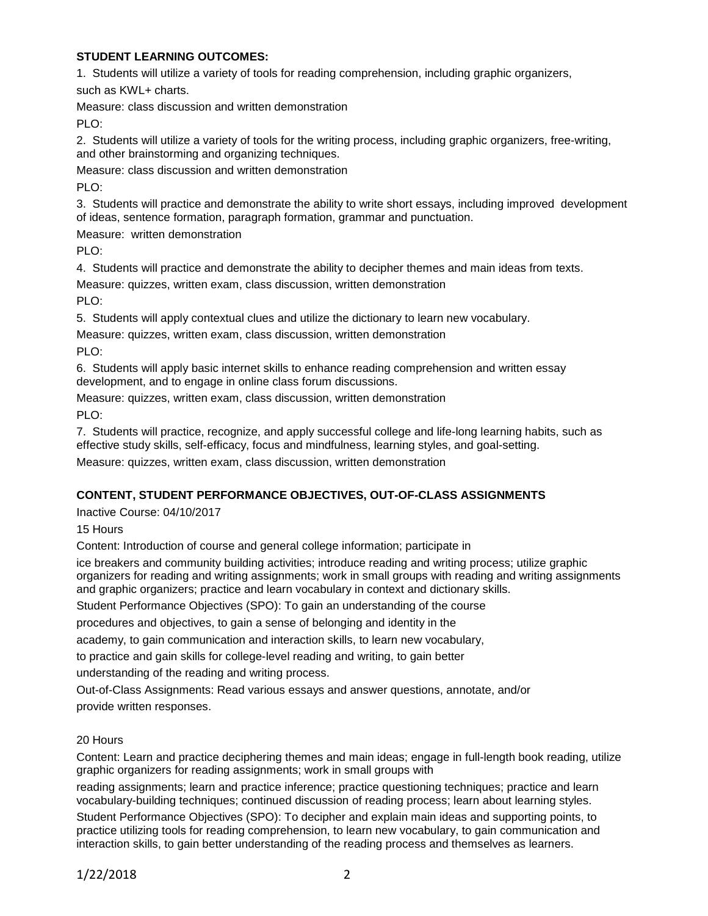**STUDENT LEARNING OUTCOMES:**

1. Students will utilize a variety of tools for reading comprehension, including graphic organizers, such as KWL+ charts.

Measure: class discussion and written demonstration

PLO:

2. Students will utilize a variety of tools for the writing process, including graphic organizers, free-writing, and other brainstorming and organizing techniques.

Measure: class discussion and written demonstration

PLO:

3. Students will practice and demonstrate the ability to write short essays, including improved development of ideas, sentence formation, paragraph formation, grammar and punctuation.

Measure: written demonstration

PLO:

4. Students will practice and demonstrate the ability to decipher themes and main ideas from texts.

Measure: quizzes, written exam, class discussion, written demonstration

PLO:

5. Students will apply contextual clues and utilize the dictionary to learn new vocabulary.

Measure: quizzes, written exam, class discussion, written demonstration

PLO:

6. Students will apply basic internet skills to enhance reading comprehension and written essay development, and to engage in online class forum discussions.

Measure: quizzes, written exam, class discussion, written demonstration

PLO:

7. Students will practice, recognize, and apply successful college and life-long learning habits, such as effective study skills, self-efficacy, focus and mindfulness, learning styles, and goal-setting.

Measure: quizzes, written exam, class discussion, written demonstration

**CONTENT, STUDENT PERFORMANCE OBJECTIVES, OUT-OF-CLASS ASSIGNMENTS**

Inactive Course: 04/10/2017

15 Hours

Content: Introduction of course and general college information; participate in ice breakers and community building activities; introduce reading and writing process; utilize graphic organizers for reading and writing assignments; work in small groups with reading and writing assignments and graphic organizers; practice and learn vocabulary in context and dictionary skills.

Student Performance Objectives (SPO): To gain an understanding of the course procedures and objectives, to gain a sense of belonging and identity in the academy, to gain communication and interaction skills, to learn new vocabulary, to practice and gain skills for college-level reading and writing, to gain better understanding of the reading and writing process.

Out-of-Class Assignments: Read various essays and answer questions, annotate, and/or provide written responses.

20 Hours

Content: Learn and practice deciphering themes and main ideas; engage in full-length book reading, utilize graphic organizers for reading assignments; work in small groups with reading assignments; learn and practice inference; practice questioning techniques; practice and learn vocabulary-building techniques; continued discussion of reading process; learn about learning styles.

Student Performance Objectives (SPO): To decipher and explain main ideas and supporting points, to practice utilizing tools for reading comprehension, to learn new vocabulary, to gain communication and interaction skills, to gain better understanding of the reading process and themselves as learners.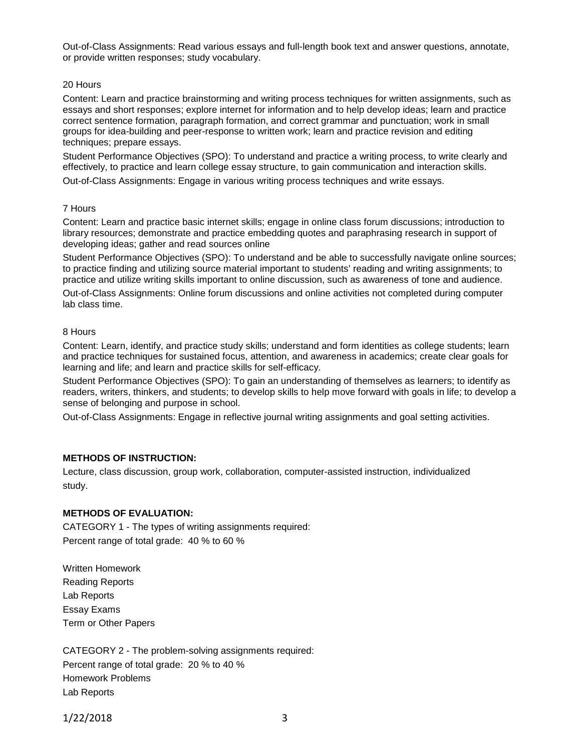Out-of-Class Assignments: Read various essays and full-length book text and answer questions, annotate, or provide written responses; study vocabulary.

20 Hours

Content: Learn and practice brainstorming and writing process techniques for written assignments, such as essays and short responses; explore internet for information and to help develop ideas; learn and practice correct sentence formation, paragraph formation, and correct grammar and punctuation; work in small groups for idea-building and peer-response to written work; learn and practice revision and editing techniques; prepare essays.

Student Performance Objectives (SPO): To understand and practice a writing process, to write clearly and effectively, to practice and learn college essay structure, to gain communication and interaction skills.

Out-of-Class Assignments: Engage in various writing process techniques and write essays.

7 Hours

Content: Learn and practice basic internet skills; engage in online class forum discussions; introduction to library resources; demonstrate and practice embedding quotes and paraphrasing research in support of developing ideas; gather and read sources online

Student Performance Objectives (SPO): To understand and be able to successfully navigate online sources; to practice finding and utilizing source material important to students' reading and writing assignments; to practice and utilize writing skills important to online discussion, such as awareness of tone and audience.

Out-of-Class Assignments: Online forum discussions and online activities not completed during computer lab class time.

8 Hours

Content: Learn, identify, and practice study skills; understand and form identities as college students; learn and practice techniques for sustained focus, attention, and awareness in academics; create clear goals for learning and life; and learn and practice skills for self-efficacy.

Student Performance Objectives (SPO): To gain an understanding of themselves as learners; to identify as readers, writers, thinkers, and students; to develop skills to help move forward with goals in life; to develop a sense of belonging and purpose in school.

Out-of-Class Assignments: Engage in reflective journal writing assignments and goal setting activities.

**METHODS OF INSTRUCTION:**

Lecture, class discussion, group work, collaboration, computer-assisted instruction, individualized study.

**METHODS OF EVALUATION:**

CATEGORY 1 - The types of writing assignments required:
Percent range of total grade: 40 % to 60 %

Written Homework
Reading Reports
Lab Reports
Essay Exams
Term or Other Papers

CATEGORY 2 - The problem-solving assignments required:
Percent range of total grade: 20 % to 40 %
Homework Problems
Lab Reports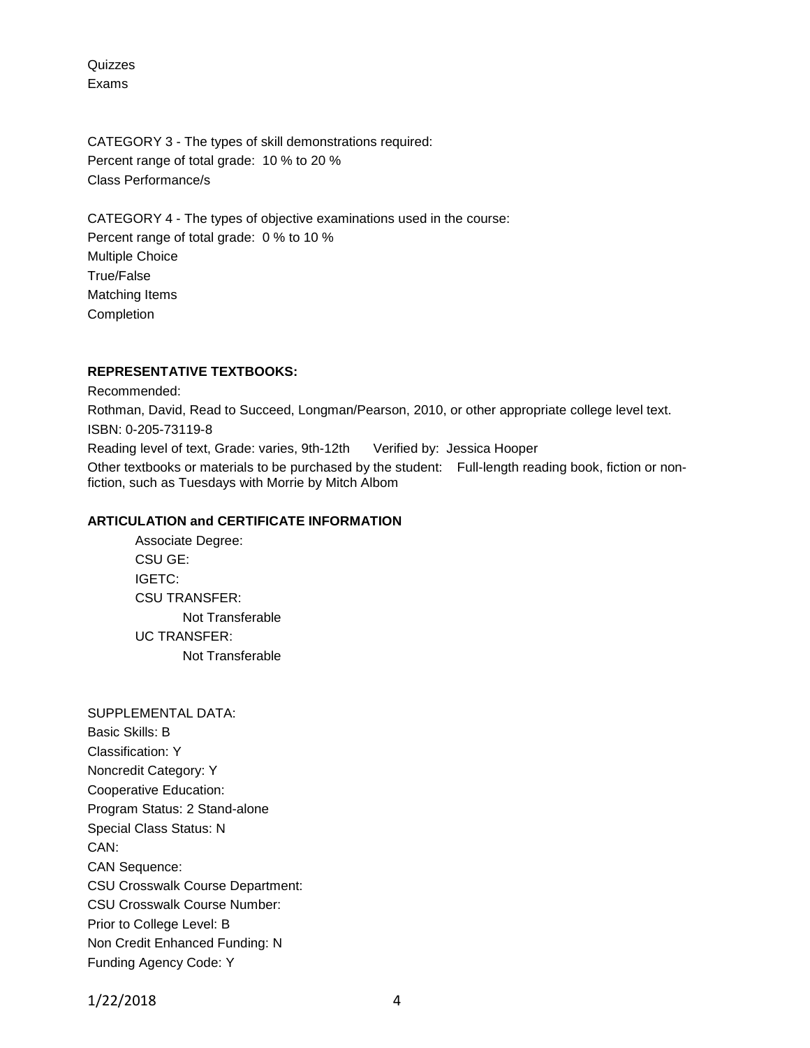Quizzes
Exams

CATEGORY 3 - The types of skill demonstrations required:
Percent range of total grade: 10 % to 20 %
Class Performance/s

CATEGORY 4 - The types of objective examinations used in the course:
Percent range of total grade: 0 % to 10 %
Multiple Choice
True/False
Matching Items
Completion

**REPRESENTATIVE TEXTBOOKS:**

Recommended:
Rothman, David, Read to Succeed, Longman/Pearson, 2010, or other appropriate college level text.
ISBN: 0-205-73119-8
Reading level of text, Grade: varies, 9th-12th Verified by: Jessica Hooper
Other textbooks or materials to be purchased by the student: Full-length reading book, fiction or non-fiction, such as Tuesdays with Morrie by Mitch Albom

**ARTICULATION and CERTIFICATE INFORMATION**

Associate Degree:
CSU GE:
IGETC:
CSU TRANSFER:
Not Transferable
UC TRANSFER:
Not Transferable

SUPPLEMENTAL DATA:
Basic Skills: B
Classification: Y
Noncredit Category: Y
Cooperative Education:
Program Status: 2 Stand-alone
Special Class Status: N
CAN:
CAN Sequence:
CSU Crosswalk Course Department:
CSU Crosswalk Course Number:
Prior to College Level: B
Non Credit Enhanced Funding: N
Funding Agency Code: Y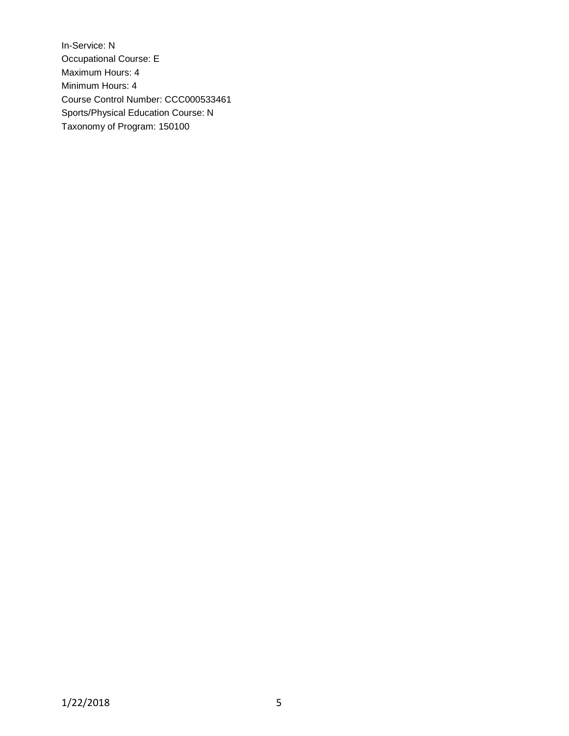In-Service: N
Occupational Course: E
Maximum Hours: 4
Minimum Hours: 4
Course Control Number: CCC000533461
Sports/Physical Education Course: N
Taxonomy of Program: 150100